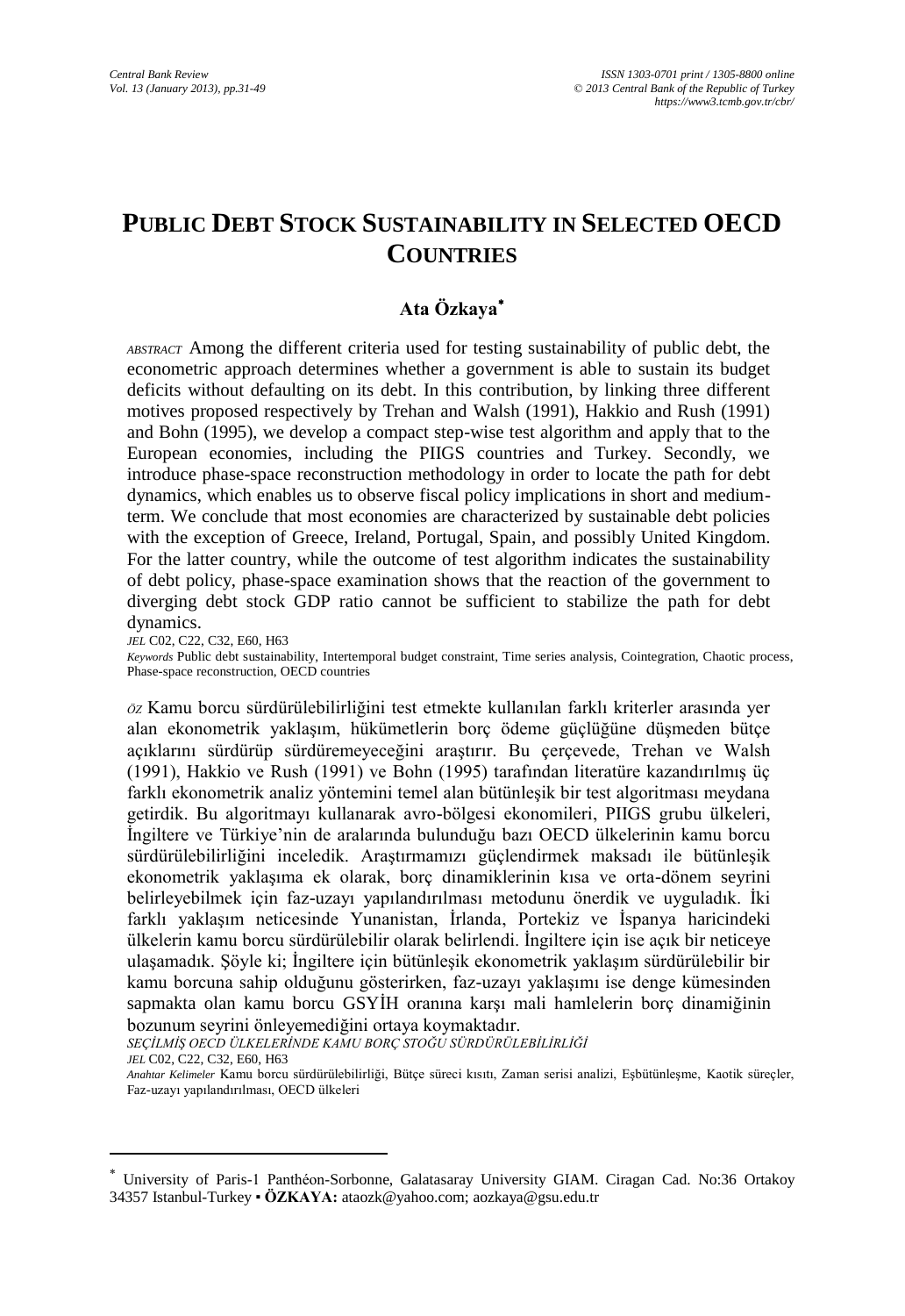# PUBLIC DEBT STOCK SUSTAINABILITY IN SELECTED OECD COUNTRIES

**Ata Özkaya***

*ABSTRACT* Among the different criteria used for testing sustainability of public debt, the econometric approach determines whether a government is able to sustain its budget deficits without defaulting on its debt. In this contribution, by linking three different motives proposed respectively by Trehan and Walsh (1991), Hakkio and Rush (1991) and Bohn (1995), we develop a compact step-wise test algorithm and apply that to the European economies, including the PIIGS countries and Turkey. Secondly, we introduce phase-space reconstruction methodology in order to locate the path for debt dynamics, which enables us to observe fiscal policy implications in short and medium-term. We conclude that most economies are characterized by sustainable debt policies with the exception of Greece, Ireland, Portugal, Spain, and possibly United Kingdom. For the latter country, while the outcome of test algorithm indicates the sustainability of debt policy, phase-space examination shows that the reaction of the government to diverging debt stock GDP ratio cannot be sufficient to stabilize the path for debt dynamics.

*JEL* C02, C22, C32, E60, H63

*Keywords* Public debt sustainability, Intertemporal budget constraint, Time series analysis, Cointegration, Chaotic process, Phase-space reconstruction, OECD countries

*ÖZ* Kamu borcu sürdürülebilirliğini test etmekte kullanılan farklı kriterler arasında yer alan ekonometrik yaklaşım, hükümetlerin borç ödeme güçlüğüne düşmeden bütçe açıklarını sürdürüp sürdüremeyeceğini araştırır. Bu çerçevede, Trehan ve Walsh (1991), Hakkio ve Rush (1991) ve Bohn (1995) tarafından literatüre kazandırılmış üç farklı ekonometrik analiz yöntemini temel alan bütünleşik bir test algoritması meydana getirdik. Bu algoritmayı kullanarak avro-bölgesi ekonomileri, PIIGS grubu ülkeleri, İngiltere ve Türkiye'nin de aralarında bulunduğu bazı OECD ülkelerinin kamu borcu sürdürülebilirliğini inceledik. Araştırmamızı güçlendirmek maksadı ile bütünleşik ekonometrik yaklaşıma ek olarak, borç dinamiklerinin kısa ve orta-dönem seyrini belirleyebilmek için faz-uzayı yapılandırılması metodunu önerdik ve uyguladık. İki farklı yaklaşım neticesinde Yunanistan, İrlanda, Portekiz ve İspanya haricindeki ülkelerin kamu borcu sürdürülebilir olarak belirlendi. İngiltere için ise açık bir neticeye ulaşamadık. Şöyle ki; İngiltere için bütünleşik ekonometrik yaklaşım sürdürülebilir bir kamu borcuna sahip olduğunu gösterirken, faz-uzayı yaklaşımı ise denge kümesinden sapmakta olan kamu borcu GSYİH oranına karşı mali hamlelerin borç dinamiğinin bozunum seyrini önleyemediğini ortaya koymaktadır.

*SEÇİLMİŞ OECD ÜLKELERİNDE KAMU BORÇ STOĞU SÜRDÜRÜLEBİLİRLİĞİ*

*JEL* C02, C22, C32, E60, H63

*Anahtar Kelimeler* Kamu borcu sürdürülebilirliği, Bütçe süreci kısıtı, Zaman serisi analizi, Eşbütünleşme, Kaotik süreçler, Faz-uzayı yapılandırılması, OECD ülkeleri

---

* University of Paris-1 Panthéon-Sorbonne, Galatasaray University GIAM. Ciragan Cad. No:36 Ortakoy 34357 Istanbul-Turkey ▪ **ÖZKAYA:** ataozk@yahoo.com; aozkaya@gsu.edu.tr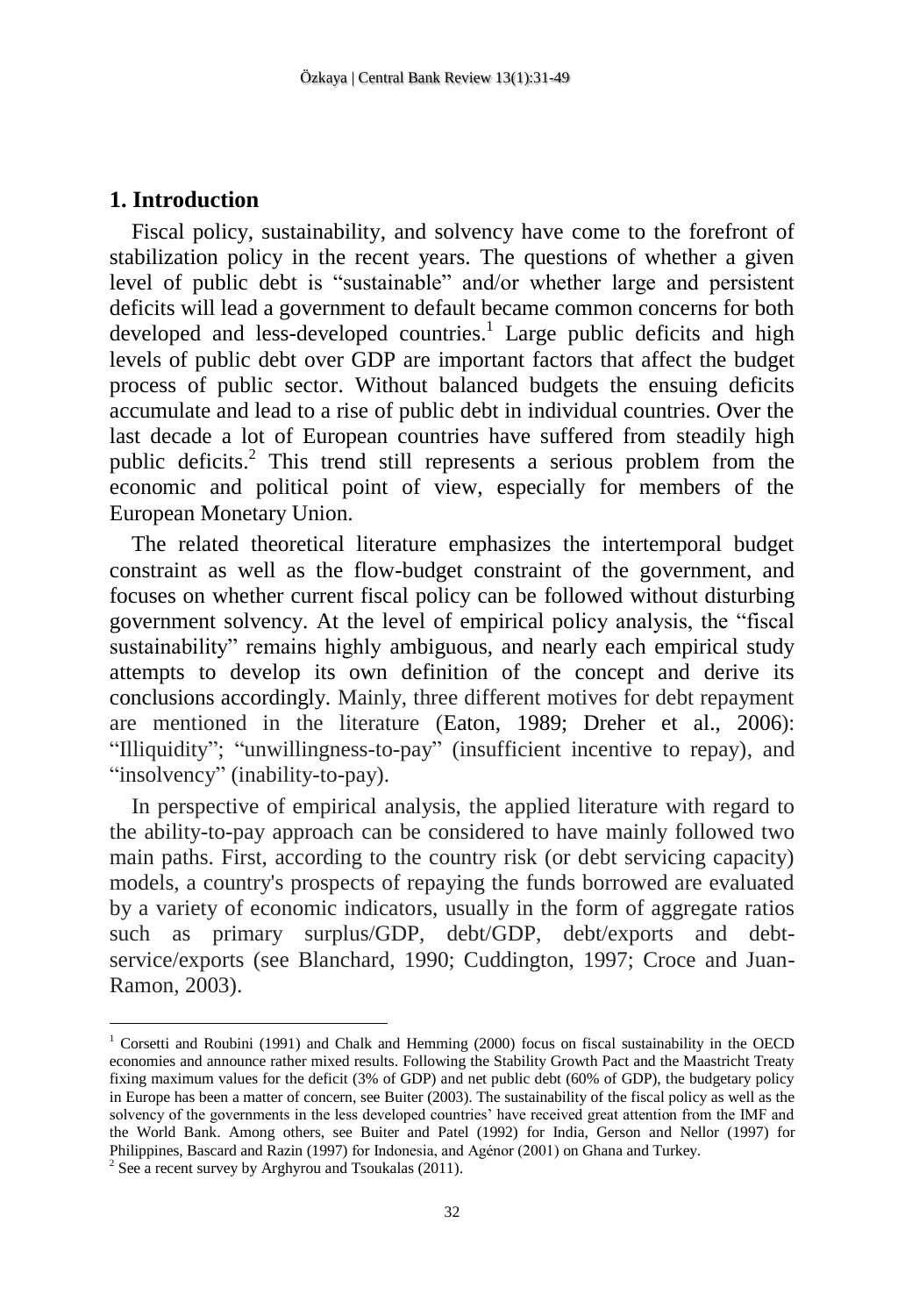## 1. Introduction

Fiscal policy, sustainability, and solvency have come to the forefront of stabilization policy in the recent years. The questions of whether a given level of public debt is "sustainable" and/or whether large and persistent deficits will lead a government to default became common concerns for both developed and less-developed countries.[1] Large public deficits and high levels of public debt over GDP are important factors that affect the budget process of public sector. Without balanced budgets the ensuing deficits accumulate and lead to a rise of public debt in individual countries. Over the last decade a lot of European countries have suffered from steadily high public deficits.[2] This trend still represents a serious problem from the economic and political point of view, especially for members of the European Monetary Union.

The related theoretical literature emphasizes the intertemporal budget constraint as well as the flow-budget constraint of the government, and focuses on whether current fiscal policy can be followed without disturbing government solvency. At the level of empirical policy analysis, the "fiscal sustainability" remains highly ambiguous, and nearly each empirical study attempts to develop its own definition of the concept and derive its conclusions accordingly. Mainly, three different motives for debt repayment are mentioned in the literature (Eaton, 1989; Dreher et al., 2006): "Illiquidity"; "unwillingness-to-pay" (insufficient incentive to repay), and "insolvency" (inability-to-pay).

In perspective of empirical analysis, the applied literature with regard to the ability-to-pay approach can be considered to have mainly followed two main paths. First, according to the country risk (or debt servicing capacity) models, a country's prospects of repaying the funds borrowed are evaluated by a variety of economic indicators, usually in the form of aggregate ratios such as primary surplus/GDP, debt/GDP, debt/exports and debt-service/exports (see Blanchard, 1990; Cuddington, 1997; Croce and Juan-Ramon, 2003).

---

[1] Corsetti and Roubini (1991) and Chalk and Hemming (2000) focus on fiscal sustainability in the OECD economies and announce rather mixed results. Following the Stability Growth Pact and the Maastricht Treaty fixing maximum values for the deficit (3% of GDP) and net public debt (60% of GDP), the budgetary policy in Europe has been a matter of concern, see Buiter (2003). The sustainability of the fiscal policy as well as the solvency of the governments in the less developed countries' have received great attention from the IMF and the World Bank. Among others, see Buiter and Patel (1992) for India, Gerson and Nellor (1997) for Philippines, Bascard and Razin (1997) for Indonesia, and Agénor (2001) on Ghana and Turkey.

[2] See a recent survey by Arghyrou and Tsoukalas (2011).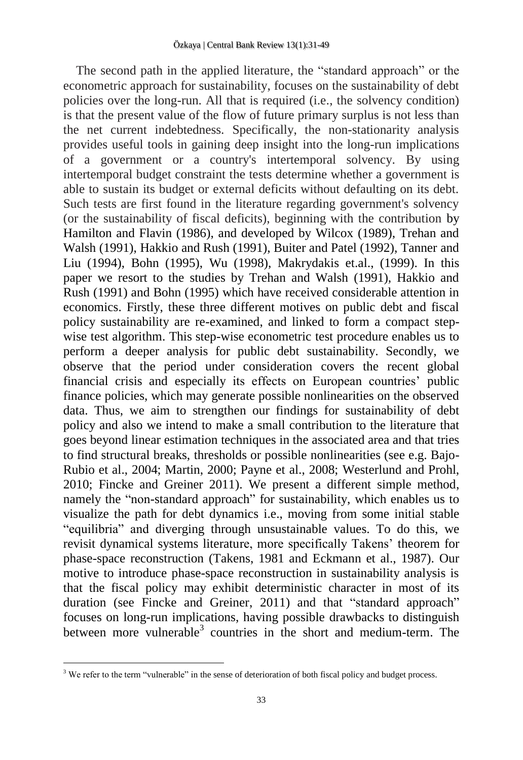The second path in the applied literature, the "standard approach" or the econometric approach for sustainability, focuses on the sustainability of debt policies over the long-run. All that is required (i.e., the solvency condition) is that the present value of the flow of future primary surplus is not less than the net current indebtedness. Specifically, the non-stationarity analysis provides useful tools in gaining deep insight into the long-run implications of a government or a country's intertemporal solvency. By using intertemporal budget constraint the tests determine whether a government is able to sustain its budget or external deficits without defaulting on its debt. Such tests are first found in the literature regarding government's solvency (or the sustainability of fiscal deficits), beginning with the contribution by Hamilton and Flavin (1986), and developed by Wilcox (1989), Trehan and Walsh (1991), Hakkio and Rush (1991), Buiter and Patel (1992), Tanner and Liu (1994), Bohn (1995), Wu (1998), Makrydakis et.al., (1999). In this paper we resort to the studies by Trehan and Walsh (1991), Hakkio and Rush (1991) and Bohn (1995) which have received considerable attention in economics. Firstly, these three different motives on public debt and fiscal policy sustainability are re-examined, and linked to form a compact step-wise test algorithm. This step-wise econometric test procedure enables us to perform a deeper analysis for public debt sustainability. Secondly, we observe that the period under consideration covers the recent global financial crisis and especially its effects on European countries' public finance policies, which may generate possible nonlinearities on the observed data. Thus, we aim to strengthen our findings for sustainability of debt policy and also we intend to make a small contribution to the literature that goes beyond linear estimation techniques in the associated area and that tries to find structural breaks, thresholds or possible nonlinearities (see e.g. Bajo-Rubio et al., 2004; Martin, 2000; Payne et al., 2008; Westerlund and Prohl, 2010; Fincke and Greiner 2011). We present a different simple method, namely the "non-standard approach" for sustainability, which enables us to visualize the path for debt dynamics i.e., moving from some initial stable "equilibria" and diverging through unsustainable values. To do this, we revisit dynamical systems literature, more specifically Takens' theorem for phase-space reconstruction (Takens, 1981 and Eckmann et al., 1987). Our motive to introduce phase-space reconstruction in sustainability analysis is that the fiscal policy may exhibit deterministic character in most of its duration (see Fincke and Greiner, 2011) and that "standard approach" focuses on long-run implications, having possible drawbacks to distinguish between more vulnerable[3] countries in the short and medium-term. The

[3] We refer to the term "vulnerable" in the sense of deterioration of both fiscal policy and budget process.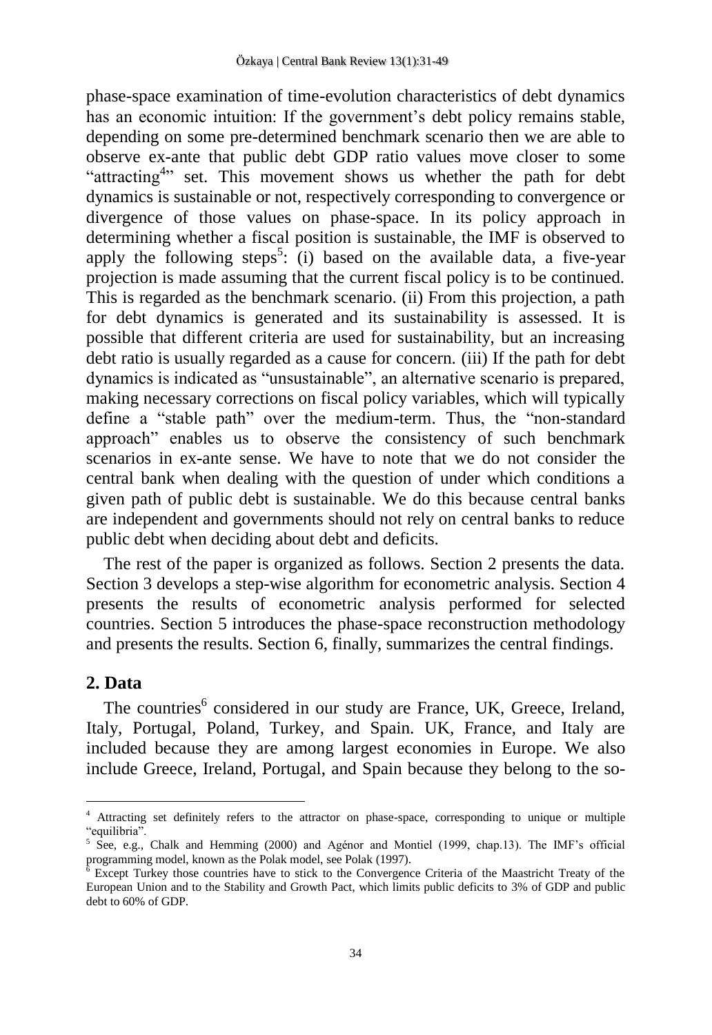phase-space examination of time-evolution characteristics of debt dynamics has an economic intuition: If the government's debt policy remains stable, depending on some pre-determined benchmark scenario then we are able to observe ex-ante that public debt GDP ratio values move closer to some "attracting[4]" set. This movement shows us whether the path for debt dynamics is sustainable or not, respectively corresponding to convergence or divergence of those values on phase-space. In its policy approach in determining whether a fiscal position is sustainable, the IMF is observed to apply the following steps[5]: (i) based on the available data, a five-year projection is made assuming that the current fiscal policy is to be continued. This is regarded as the benchmark scenario. (ii) From this projection, a path for debt dynamics is generated and its sustainability is assessed. It is possible that different criteria are used for sustainability, but an increasing debt ratio is usually regarded as a cause for concern. (iii) If the path for debt dynamics is indicated as "unsustainable", an alternative scenario is prepared, making necessary corrections on fiscal policy variables, which will typically define a "stable path" over the medium-term. Thus, the "non-standard approach" enables us to observe the consistency of such benchmark scenarios in ex-ante sense. We have to note that we do not consider the central bank when dealing with the question of under which conditions a given path of public debt is sustainable. We do this because central banks are independent and governments should not rely on central banks to reduce public debt when deciding about debt and deficits.

The rest of the paper is organized as follows. Section 2 presents the data. Section 3 develops a step-wise algorithm for econometric analysis. Section 4 presents the results of econometric analysis performed for selected countries. Section 5 introduces the phase-space reconstruction methodology and presents the results. Section 6, finally, summarizes the central findings.

## 2. Data

The countries[6] considered in our study are France, UK, Greece, Ireland, Italy, Portugal, Poland, Turkey, and Spain. UK, France, and Italy are included because they are among largest economies in Europe. We also include Greece, Ireland, Portugal, and Spain because they belong to the so-

---

[4] Attracting set definitely refers to the attractor on phase-space, corresponding to unique or multiple "equilibria".

[5] See, e.g., Chalk and Hemming (2000) and Agénor and Montiel (1999, chap.13). The IMF's official programming model, known as the Polak model, see Polak (1997).

[6] Except Turkey those countries have to stick to the Convergence Criteria of the Maastricht Treaty of the European Union and to the Stability and Growth Pact, which limits public deficits to 3% of GDP and public debt to 60% of GDP.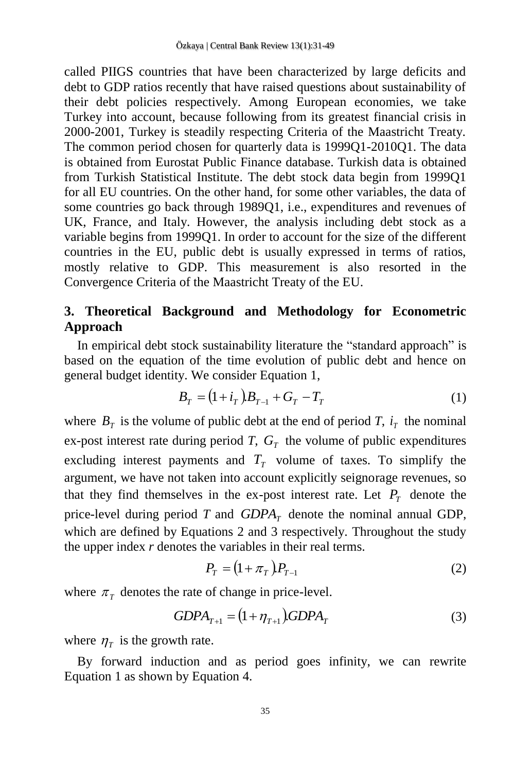called PIIGS countries that have been characterized by large deficits and debt to GDP ratios recently that have raised questions about sustainability of their debt policies respectively. Among European economies, we take Turkey into account, because following from its greatest financial crisis in 2000-2001, Turkey is steadily respecting Criteria of the Maastricht Treaty. The common period chosen for quarterly data is 1999Q1-2010Q1. The data is obtained from Eurostat Public Finance database. Turkish data is obtained from Turkish Statistical Institute. The debt stock data begin from 1999Q1 for all EU countries. On the other hand, for some other variables, the data of some countries go back through 1989Q1, i.e., expenditures and revenues of UK, France, and Italy. However, the analysis including debt stock as a variable begins from 1999Q1. In order to account for the size of the different countries in the EU, public debt is usually expressed in terms of ratios, mostly relative to GDP. This measurement is also resorted in the Convergence Criteria of the Maastricht Treaty of the EU.

## 3. Theoretical Background and Methodology for Econometric Approach

In empirical debt stock sustainability literature the "standard approach" is based on the equation of the time evolution of public debt and hence on general budget identity. We consider Equation 1,

$$B_T = (1 + i_T).B_{T-1} + G_T - T_T \tag{1}$$

where $B_T$ is the volume of public debt at the end of period *T*, $i_T$ the nominal ex-post interest rate during period *T*, $G_T$ the volume of public expenditures excluding interest payments and $T_T$ volume of taxes. To simplify the argument, we have not taken into account explicitly seignorage revenues, so that they find themselves in the ex-post interest rate. Let $P_T$ denote the price-level during period *T* and $GDPA_T$ denote the nominal annual GDP, which are defined by Equations 2 and 3 respectively. Throughout the study the upper index *r* denotes the variables in their real terms.

$$P_T = (1 + \pi_T).P_{T-1} \tag{2}$$

where $\pi_T$ denotes the rate of change in price-level.

$$GDPA_{T+1} = (1 + \eta_{T+1}).GDPA_T \tag{3}$$

where $\eta_T$ is the growth rate.

By forward induction and as period goes infinity, we can rewrite Equation 1 as shown by Equation 4.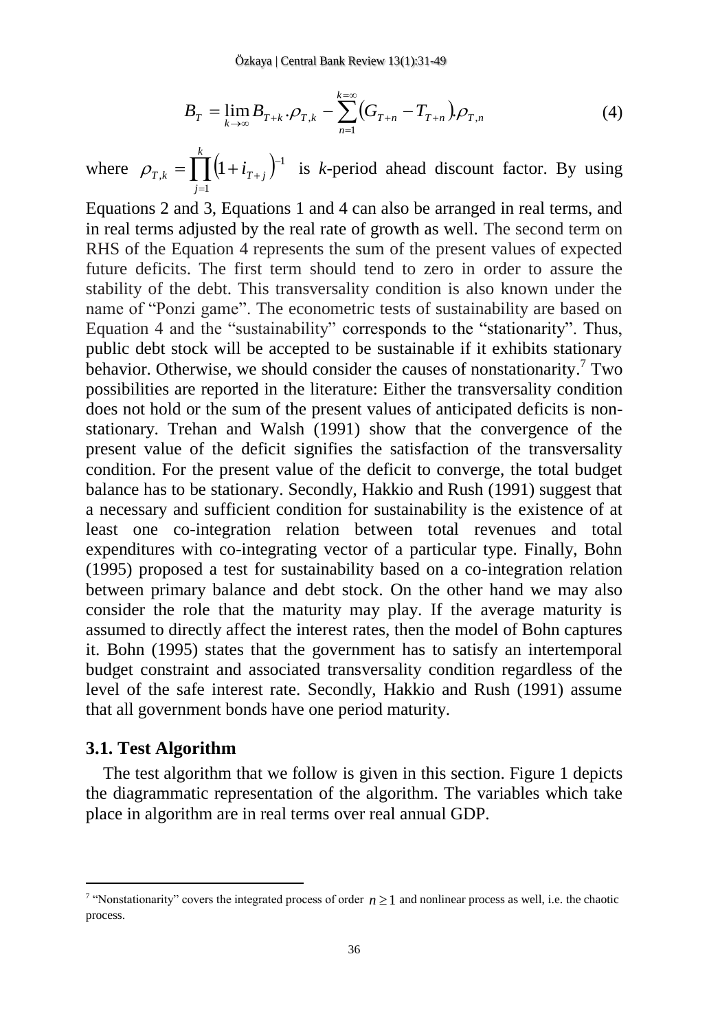$$B_T = \lim_{k \to \infty} B_{T+k} \cdot \rho_{T,k} - \sum_{n=1}^{k=\infty} (G_{T+n} - T_{T+n}) \cdot \rho_{T,n} \tag{4}$$

where $\rho_{T,k} = \prod_{j=1}^{k} (1 + i_{T+j})^{-1}$ is *k*-period ahead discount factor. By using Equations 2 and 3, Equations 1 and 4 can also be arranged in real terms, and in real terms adjusted by the real rate of growth as well. The second term on RHS of the Equation 4 represents the sum of the present values of expected future deficits. The first term should tend to zero in order to assure the stability of the debt. This transversality condition is also known under the name of "Ponzi game". The econometric tests of sustainability are based on Equation 4 and the "sustainability" corresponds to the "stationarity". Thus, public debt stock will be accepted to be sustainable if it exhibits stationary behavior. Otherwise, we should consider the causes of nonstationarity.[7] Two possibilities are reported in the literature: Either the transversality condition does not hold or the sum of the present values of anticipated deficits is non-stationary. Trehan and Walsh (1991) show that the convergence of the present value of the deficit signifies the satisfaction of the transversality condition. For the present value of the deficit to converge, the total budget balance has to be stationary. Secondly, Hakkio and Rush (1991) suggest that a necessary and sufficient condition for sustainability is the existence of at least one co-integration relation between total revenues and total expenditures with co-integrating vector of a particular type. Finally, Bohn (1995) proposed a test for sustainability based on a co-integration relation between primary balance and debt stock. On the other hand we may also consider the role that the maturity may play. If the average maturity is assumed to directly affect the interest rates, then the model of Bohn captures it. Bohn (1995) states that the government has to satisfy an intertemporal budget constraint and associated transversality condition regardless of the level of the safe interest rate. Secondly, Hakkio and Rush (1991) assume that all government bonds have one period maturity.

## 3.1. Test Algorithm

The test algorithm that we follow is given in this section. Figure 1 depicts the diagrammatic representation of the algorithm. The variables which take place in algorithm are in real terms over real annual GDP.

---

[7] "Nonstationarity" covers the integrated process of order $n \geq 1$ and nonlinear process as well, i.e. the chaotic process.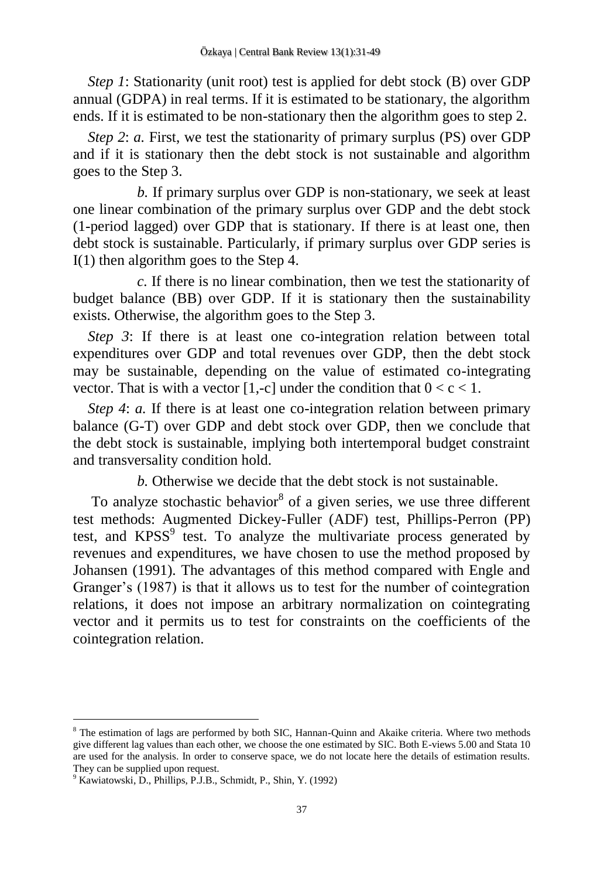*Step 1*: Stationarity (unit root) test is applied for debt stock (B) over GDP annual (GDPA) in real terms. If it is estimated to be stationary, the algorithm ends. If it is estimated to be non-stationary then the algorithm goes to step 2.

*Step 2*: *a.* First, we test the stationarity of primary surplus (PS) over GDP and if it is stationary then the debt stock is not sustainable and algorithm goes to the Step 3.

*b.* If primary surplus over GDP is non-stationary, we seek at least one linear combination of the primary surplus over GDP and the debt stock (1-period lagged) over GDP that is stationary. If there is at least one, then debt stock is sustainable. Particularly, if primary surplus over GDP series is I(1) then algorithm goes to the Step 4.

*c.* If there is no linear combination, then we test the stationarity of budget balance (BB) over GDP. If it is stationary then the sustainability exists. Otherwise, the algorithm goes to the Step 3.

*Step 3*: If there is at least one co-integration relation between total expenditures over GDP and total revenues over GDP, then the debt stock may be sustainable, depending on the value of estimated co-integrating vector. That is with a vector [1,-c] under the condition that $0 < c < 1$.

*Step 4*: *a.* If there is at least one co-integration relation between primary balance (G-T) over GDP and debt stock over GDP, then we conclude that the debt stock is sustainable, implying both intertemporal budget constraint and transversality condition hold.

*b.* Otherwise we decide that the debt stock is not sustainable.

To analyze stochastic behavior[8] of a given series, we use three different test methods: Augmented Dickey-Fuller (ADF) test, Phillips-Perron (PP) test, and KPSS[9] test. To analyze the multivariate process generated by revenues and expenditures, we have chosen to use the method proposed by Johansen (1991). The advantages of this method compared with Engle and Granger's (1987) is that it allows us to test for the number of cointegration relations, it does not impose an arbitrary normalization on cointegrating vector and it permits us to test for constraints on the coefficients of the cointegration relation.

---

[8] The estimation of lags are performed by both SIC, Hannan-Quinn and Akaike criteria. Where two methods give different lag values than each other, we choose the one estimated by SIC. Both E-views 5.00 and Stata 10 are used for the analysis. In order to conserve space, we do not locate here the details of estimation results. They can be supplied upon request.

[9] Kawiatowski, D., Phillips, P.J.B., Schmidt, P., Shin, Y. (1992)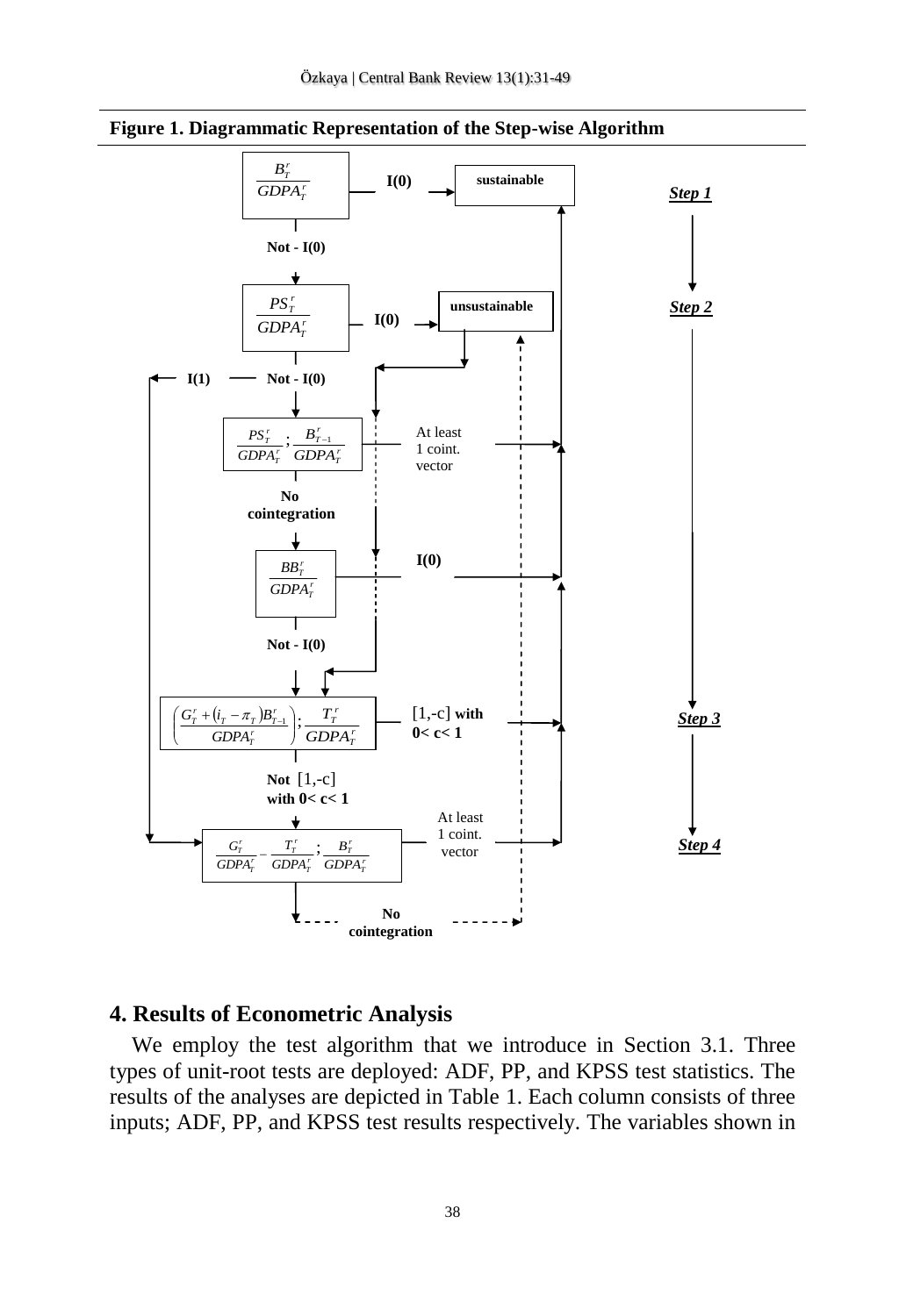**Figure 1. Diagrammatic Representation of the Step-wise Algorithm**

## 4. Results of Econometric Analysis

We employ the test algorithm that we introduce in Section 3.1. Three types of unit-root tests are deployed: ADF, PP, and KPSS test statistics. The results of the analyses are depicted in Table 1. Each column consists of three inputs; ADF, PP, and KPSS test results respectively. The variables shown in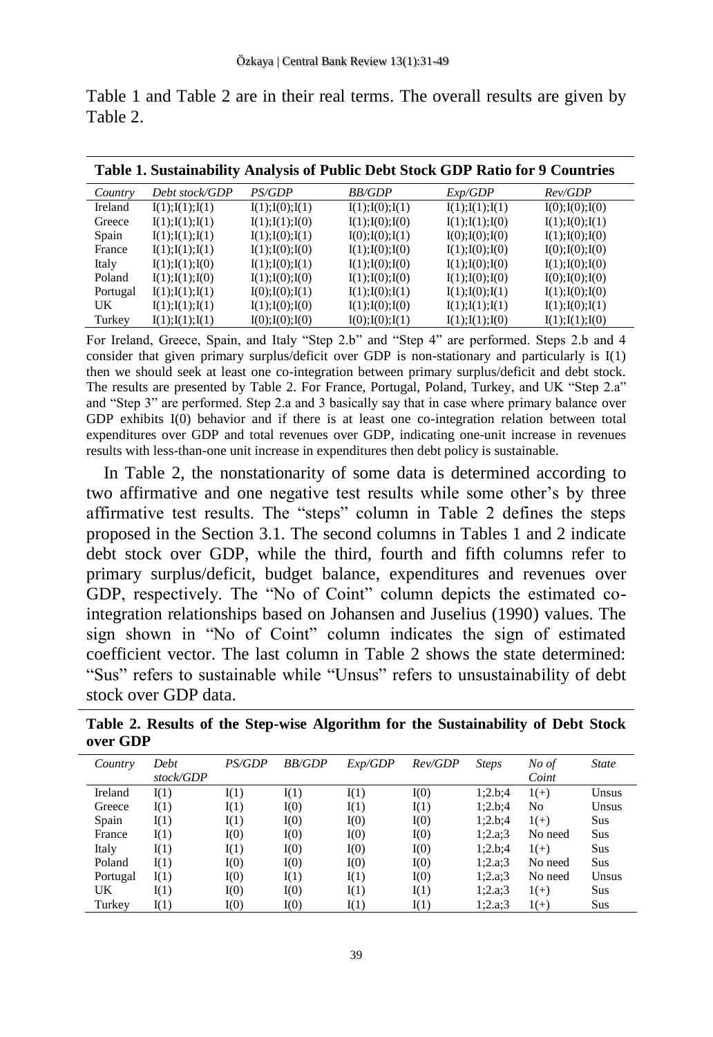Table 1 and Table 2 are in their real terms. The overall results are given by Table 2.

**Table 1. Sustainability Analysis of Public Debt Stock GDP Ratio for 9 Countries**

| *Country* | *Debt stock/GDP* | *PS/GDP* | *BB/GDP* | *Exp/GDP* | *Rev/GDP* |
|---|---|---|---|---|---|
| Ireland | I(1);I(1);I(1) | I(1);I(0);I(1) | I(1);I(0);I(1) | I(1);I(1);I(1) | I(0);I(0);I(0) |
| Greece | I(1);I(1);I(1) | I(1);I(1);I(0) | I(1);I(0);I(0) | I(1);I(1);I(0) | I(1);I(0);I(1) |
| Spain | I(1);I(1);I(1) | I(1);I(0);I(1) | I(0);I(0);I(1) | I(0);I(0);I(0) | I(1);I(0);I(0) |
| France | I(1);I(1);I(1) | I(1);I(0);I(0) | I(1);I(0);I(0) | I(1);I(0);I(0) | I(0);I(0);I(0) |
| Italy | I(1);I(1);I(0) | I(1);I(0);I(1) | I(1);I(0);I(0) | I(1);I(0);I(0) | I(1);I(0);I(0) |
| Poland | I(1);I(1);I(0) | I(1);I(0);I(0) | I(1);I(0);I(0) | I(1);I(0);I(0) | I(0);I(0);I(0) |
| Portugal | I(1);I(1);I(1) | I(0);I(0);I(1) | I(1);I(0);I(1) | I(1);I(0);I(1) | I(1);I(0);I(0) |
| UK | I(1);I(1);I(1) | I(1);I(0);I(0) | I(1);I(0);I(0) | I(1);I(1);I(1) | I(1);I(0);I(1) |
| Turkey | I(1);I(1);I(1) | I(0);I(0);I(0) | I(0);I(0);I(1) | I(1);I(1);I(0) | I(1);I(1);I(0) |

For Ireland, Greece, Spain, and Italy "Step 2.b" and "Step 4" are performed. Steps 2.b and 4 consider that given primary surplus/deficit over GDP is non-stationary and particularly is I(1) then we should seek at least one co-integration between primary surplus/deficit and debt stock. The results are presented by Table 2. For France, Portugal, Poland, Turkey, and UK "Step 2.a" and "Step 3" are performed. Step 2.a and 3 basically say that in case where primary balance over GDP exhibits I(0) behavior and if there is at least one co-integration relation between total expenditures over GDP and total revenues over GDP, indicating one-unit increase in revenues results with less-than-one unit increase in expenditures then debt policy is sustainable.

In Table 2, the nonstationarity of some data is determined according to two affirmative and one negative test results while some other's by three affirmative test results. The "steps" column in Table 2 defines the steps proposed in the Section 3.1. The second columns in Tables 1 and 2 indicate debt stock over GDP, while the third, fourth and fifth columns refer to primary surplus/deficit, budget balance, expenditures and revenues over GDP, respectively. The "No of Coint" column depicts the estimated co-integration relationships based on Johansen and Juselius (1990) values. The sign shown in "No of Coint" column indicates the sign of estimated coefficient vector. The last column in Table 2 shows the state determined: "Sus" refers to sustainable while "Unsus" refers to unsustainability of debt stock over GDP data.

**Table 2. Results of the Step-wise Algorithm for the Sustainability of Debt Stock over GDP**

| *Country* | *Debt stock/GDP* | *PS/GDP* | *BB/GDP* | *Exp/GDP* | *Rev/GDP* | *Steps* | *No of Coint* | *State* |
|---|---|---|---|---|---|---|---|---|
| Ireland | I(1) | I(1) | I(1) | I(1) | I(0) | 1;2.b;4 | 1(+) | Unsus |
| Greece | I(1) | I(1) | I(0) | I(1) | I(1) | 1;2.b;4 | No | Unsus |
| Spain | I(1) | I(1) | I(0) | I(0) | I(0) | 1;2.b;4 | 1(+) | Sus |
| France | I(1) | I(0) | I(0) | I(0) | I(0) | 1;2.a;3 | No need | Sus |
| Italy | I(1) | I(1) | I(0) | I(0) | I(0) | 1;2.b;4 | 1(+) | Sus |
| Poland | I(1) | I(0) | I(0) | I(0) | I(0) | 1;2.a;3 | No need | Sus |
| Portugal | I(1) | I(0) | I(1) | I(1) | I(0) | 1;2.a;3 | No need | Unsus |
| UK | I(1) | I(0) | I(0) | I(1) | I(1) | 1;2.a;3 | 1(+) | Sus |
| Turkey | I(1) | I(0) | I(0) | I(1) | I(1) | 1;2.a;3 | 1(+) | Sus |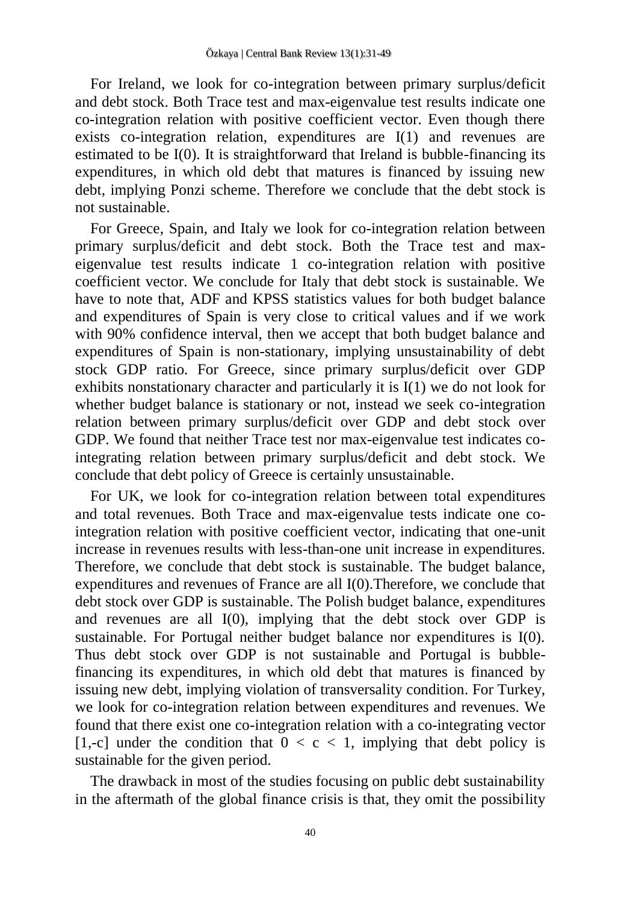For Ireland, we look for co-integration between primary surplus/deficit and debt stock. Both Trace test and max-eigenvalue test results indicate one co-integration relation with positive coefficient vector. Even though there exists co-integration relation, expenditures are I(1) and revenues are estimated to be I(0). It is straightforward that Ireland is bubble-financing its expenditures, in which old debt that matures is financed by issuing new debt, implying Ponzi scheme. Therefore we conclude that the debt stock is not sustainable.

For Greece, Spain, and Italy we look for co-integration relation between primary surplus/deficit and debt stock. Both the Trace test and max-eigenvalue test results indicate 1 co-integration relation with positive coefficient vector. We conclude for Italy that debt stock is sustainable. We have to note that, ADF and KPSS statistics values for both budget balance and expenditures of Spain is very close to critical values and if we work with 90% confidence interval, then we accept that both budget balance and expenditures of Spain is non-stationary, implying unsustainability of debt stock GDP ratio. For Greece, since primary surplus/deficit over GDP exhibits nonstationary character and particularly it is I(1) we do not look for whether budget balance is stationary or not, instead we seek co-integration relation between primary surplus/deficit over GDP and debt stock over GDP. We found that neither Trace test nor max-eigenvalue test indicates co-integrating relation between primary surplus/deficit and debt stock. We conclude that debt policy of Greece is certainly unsustainable.

For UK, we look for co-integration relation between total expenditures and total revenues. Both Trace and max-eigenvalue tests indicate one co-integration relation with positive coefficient vector, indicating that one-unit increase in revenues results with less-than-one unit increase in expenditures. Therefore, we conclude that debt stock is sustainable. The budget balance, expenditures and revenues of France are all I(0).Therefore, we conclude that debt stock over GDP is sustainable. The Polish budget balance, expenditures and revenues are all I(0), implying that the debt stock over GDP is sustainable. For Portugal neither budget balance nor expenditures is I(0). Thus debt stock over GDP is not sustainable and Portugal is bubble-financing its expenditures, in which old debt that matures is financed by issuing new debt, implying violation of transversality condition. For Turkey, we look for co-integration relation between expenditures and revenues. We found that there exist one co-integration relation with a co-integrating vector $[1,-c]$ under the condition that $0 < c < 1$, implying that debt policy is sustainable for the given period.

The drawback in most of the studies focusing on public debt sustainability in the aftermath of the global finance crisis is that, they omit the possibility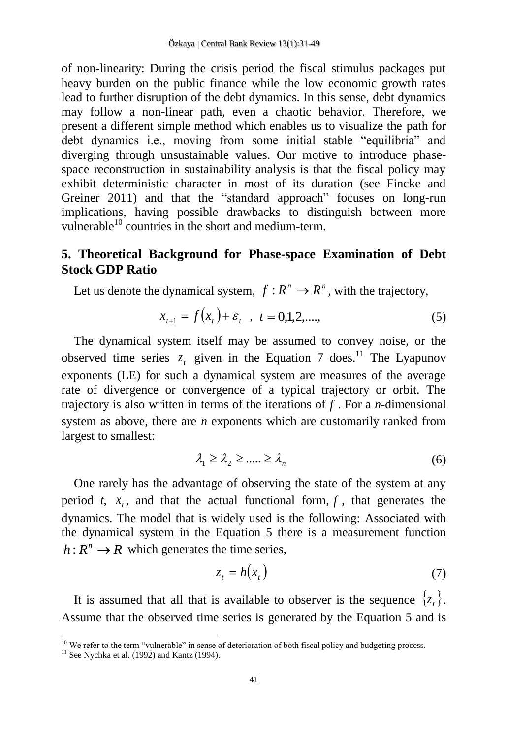of non-linearity: During the crisis period the fiscal stimulus packages put heavy burden on the public finance while the low economic growth rates lead to further disruption of the debt dynamics. In this sense, debt dynamics may follow a non-linear path, even a chaotic behavior. Therefore, we present a different simple method which enables us to visualize the path for debt dynamics i.e., moving from some initial stable "equilibria" and diverging through unsustainable values. Our motive to introduce phase-space reconstruction in sustainability analysis is that the fiscal policy may exhibit deterministic character in most of its duration (see Fincke and Greiner 2011) and that the "standard approach" focuses on long-run implications, having possible drawbacks to distinguish between more vulnerable[10] countries in the short and medium-term.

## 5. Theoretical Background for Phase-space Examination of Debt Stock GDP Ratio

Let us denote the dynamical system, $f : R^n \rightarrow R^n$, with the trajectory,

$$x_{t+1} = f(x_t) + \varepsilon_t \quad , \quad t = 0,1,2,...., \tag{5}$$

The dynamical system itself may be assumed to convey noise, or the observed time series $z_t$ given in the Equation 7 does.[11] The Lyapunov exponents (LE) for such a dynamical system are measures of the average rate of divergence or convergence of a typical trajectory or orbit. The trajectory is also written in terms of the iterations of $f$. For a *n*-dimensional system as above, there are *n* exponents which are customarily ranked from largest to smallest:

$$\lambda_1 \geq \lambda_2 \geq ..... \geq \lambda_n \tag{6}$$

One rarely has the advantage of observing the state of the system at any period *t*, $x_t$, and that the actual functional form, $f$, that generates the dynamics. The model that is widely used is the following: Associated with the dynamical system in the Equation 5 there is a measurement function $h : R^n \rightarrow R$ which generates the time series,

$$z_t = h(x_t) \tag{7}$$

It is assumed that all that is available to observer is the sequence $\{z_t\}$. Assume that the observed time series is generated by the Equation 5 and is

[10] We refer to the term "vulnerable" in sense of deterioration of both fiscal policy and budgeting process.

[11] See Nychka et al. (1992) and Kantz (1994).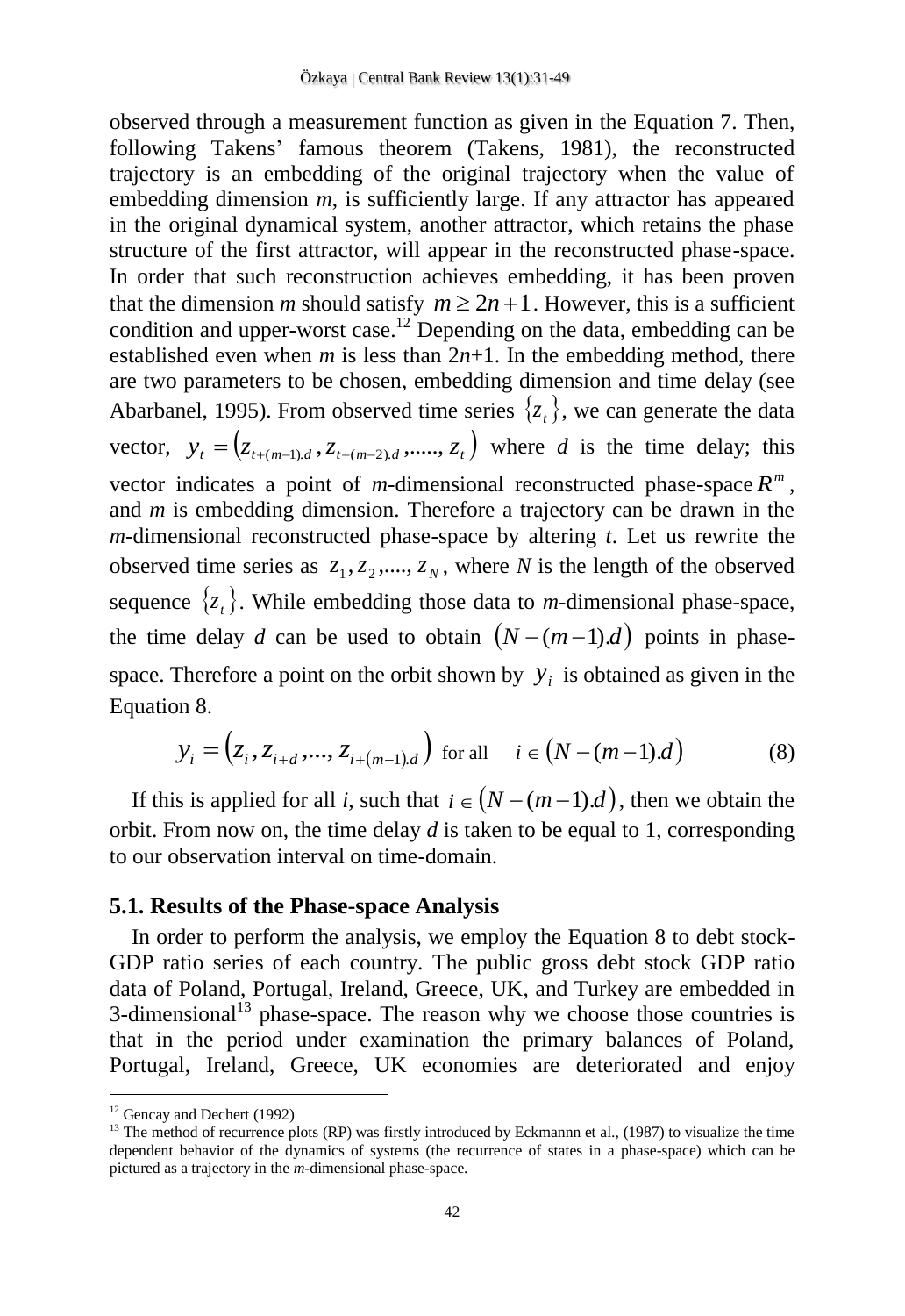observed through a measurement function as given in the Equation 7. Then, following Takens' famous theorem (Takens, 1981), the reconstructed trajectory is an embedding of the original trajectory when the value of embedding dimension *m*, is sufficiently large. If any attractor has appeared in the original dynamical system, another attractor, which retains the phase structure of the first attractor, will appear in the reconstructed phase-space. In order that such reconstruction achieves embedding, it has been proven that the dimension *m* should satisfy $m \geq 2n+1$. However, this is a sufficient condition and upper-worst case.[12] Depending on the data, embedding can be established even when *m* is less than $2n+1$. In the embedding method, there are two parameters to be chosen, embedding dimension and time delay (see Abarbanel, 1995). From observed time series $\{z_t\}$, we can generate the data vector, $y_t = \left(z_{t+(m-1).d}, z_{t+(m-2).d}, \ldots\ldots, z_t\right)$ where *d* is the time delay; this vector indicates a point of *m*-dimensional reconstructed phase-space $R^m$, and *m* is embedding dimension. Therefore a trajectory can be drawn in the *m*-dimensional reconstructed phase-space by altering *t*. Let us rewrite the observed time series as $z_1, z_2, \ldots., z_N$, where *N* is the length of the observed sequence $\{z_t\}$. While embedding those data to *m*-dimensional phase-space, the time delay *d* can be used to obtain $\left(N-(m-1).d\right)$ points in phase-space. Therefore a point on the orbit shown by $y_i$ is obtained as given in the Equation 8.

$$y_i = \left(z_i, z_{i+d}, \ldots, z_{i+(m-1).d}\right) \text{ for all } \quad i \in \left(N-(m-1).d\right) \tag{8}$$

If this is applied for all *i*, such that $i \in \left(N-(m-1).d\right)$, then we obtain the orbit. From now on, the time delay *d* is taken to be equal to 1, corresponding to our observation interval on time-domain.

### 5.1. Results of the Phase-space Analysis

In order to perform the analysis, we employ the Equation 8 to debt stock-GDP ratio series of each country. The public gross debt stock GDP ratio data of Poland, Portugal, Ireland, Greece, UK, and Turkey are embedded in 3-dimensional[13] phase-space. The reason why we choose those countries is that in the period under examination the primary balances of Poland, Portugal, Ireland, Greece, UK economies are deteriorated and enjoy

---

[12] Gencay and Dechert (1992)

[13] The method of recurrence plots (RP) was firstly introduced by Eckmannn et al., (1987) to visualize the time dependent behavior of the dynamics of systems (the recurrence of states in a phase-space) which can be pictured as a trajectory in the *m*-dimensional phase-space.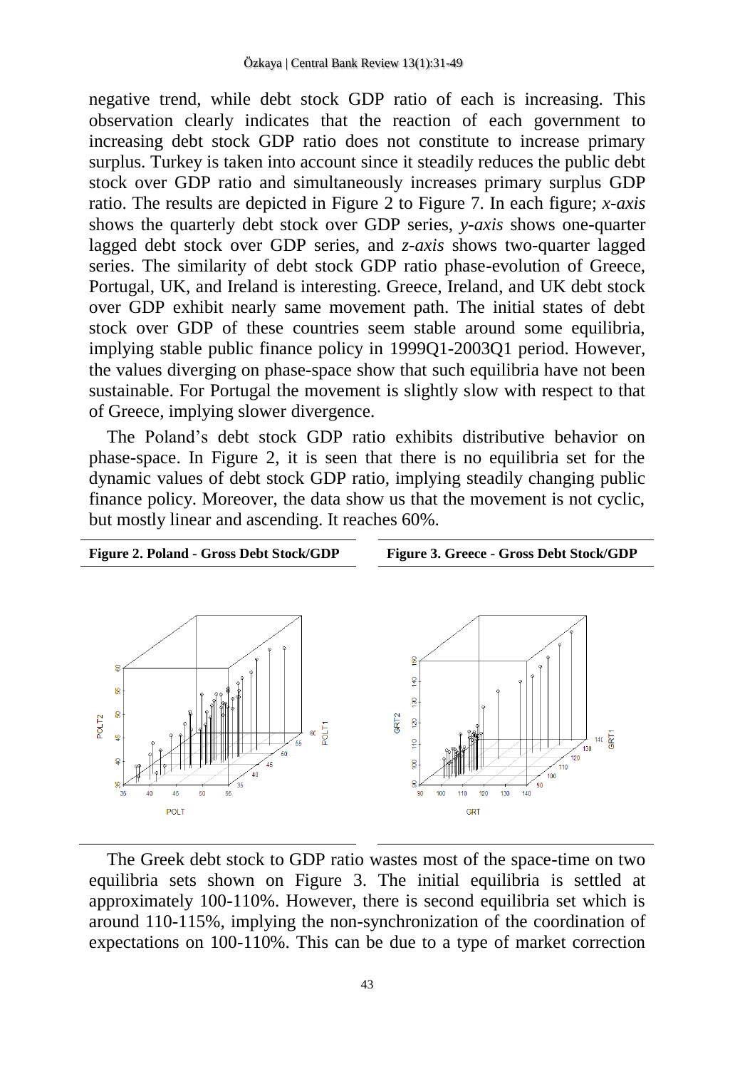negative trend, while debt stock GDP ratio of each is increasing. This observation clearly indicates that the reaction of each government to increasing debt stock GDP ratio does not constitute to increase primary surplus. Turkey is taken into account since it steadily reduces the public debt stock over GDP ratio and simultaneously increases primary surplus GDP ratio. The results are depicted in Figure 2 to Figure 7. In each figure; *x-axis* shows the quarterly debt stock over GDP series, *y-axis* shows one-quarter lagged debt stock over GDP series, and *z-axis* shows two-quarter lagged series. The similarity of debt stock GDP ratio phase-evolution of Greece, Portugal, UK, and Ireland is interesting. Greece, Ireland, and UK debt stock over GDP exhibit nearly same movement path. The initial states of debt stock over GDP of these countries seem stable around some equilibria, implying stable public finance policy in 1999Q1-2003Q1 period. However, the values diverging on phase-space show that such equilibria have not been sustainable. For Portugal the movement is slightly slow with respect to that of Greece, implying slower divergence.

The Poland's debt stock GDP ratio exhibits distributive behavior on phase-space. In Figure 2, it is seen that there is no equilibria set for the dynamic values of debt stock GDP ratio, implying steadily changing public finance policy. Moreover, the data show us that the movement is not cyclic, but mostly linear and ascending. It reaches 60%.

**Figure 2. Poland - Gross Debt Stock/GDP**

**Figure 3. Greece - Gross Debt Stock/GDP**

The Greek debt stock to GDP ratio wastes most of the space-time on two equilibria sets shown on Figure 3. The initial equilibria is settled at approximately 100-110%. However, there is second equilibria set which is around 110-115%, implying the non-synchronization of the coordination of expectations on 100-110%. This can be due to a type of market correction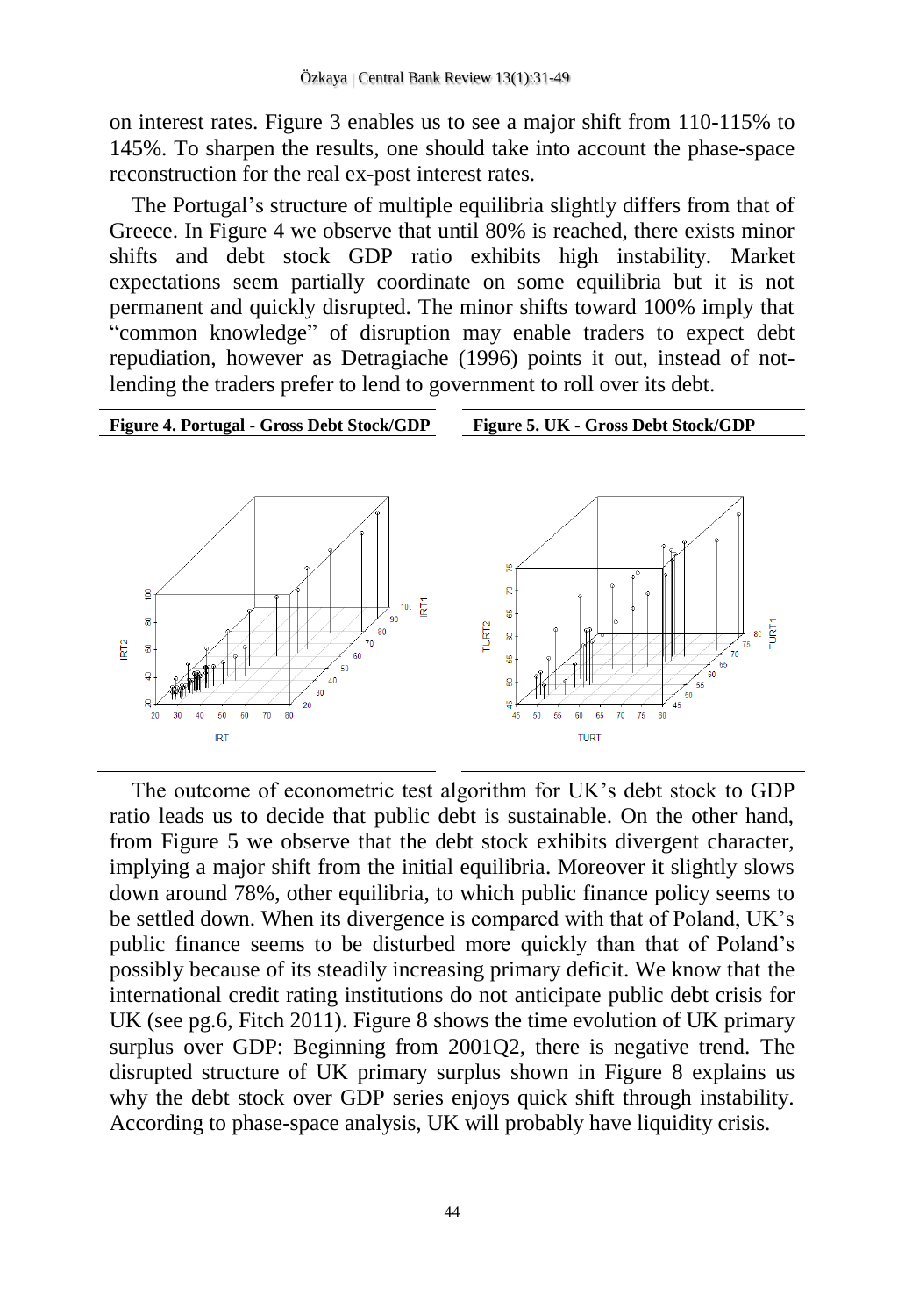on interest rates. Figure 3 enables us to see a major shift from 110-115% to 145%. To sharpen the results, one should take into account the phase-space reconstruction for the real ex-post interest rates.

The Portugal's structure of multiple equilibria slightly differs from that of Greece. In Figure 4 we observe that until 80% is reached, there exists minor shifts and debt stock GDP ratio exhibits high instability. Market expectations seem partially coordinate on some equilibria but it is not permanent and quickly disrupted. The minor shifts toward 100% imply that "common knowledge" of disruption may enable traders to expect debt repudiation, however as Detragiache (1996) points it out, instead of not-lending the traders prefer to lend to government to roll over its debt.

**Figure 4. Portugal - Gross Debt Stock/GDP**

**Figure 5. UK - Gross Debt Stock/GDP**

The outcome of econometric test algorithm for UK's debt stock to GDP ratio leads us to decide that public debt is sustainable. On the other hand, from Figure 5 we observe that the debt stock exhibits divergent character, implying a major shift from the initial equilibria. Moreover it slightly slows down around 78%, other equilibria, to which public finance policy seems to be settled down. When its divergence is compared with that of Poland, UK's public finance seems to be disturbed more quickly than that of Poland's possibly because of its steadily increasing primary deficit. We know that the international credit rating institutions do not anticipate public debt crisis for UK (see pg.6, Fitch 2011). Figure 8 shows the time evolution of UK primary surplus over GDP: Beginning from 2001Q2, there is negative trend. The disrupted structure of UK primary surplus shown in Figure 8 explains us why the debt stock over GDP series enjoys quick shift through instability. According to phase-space analysis, UK will probably have liquidity crisis.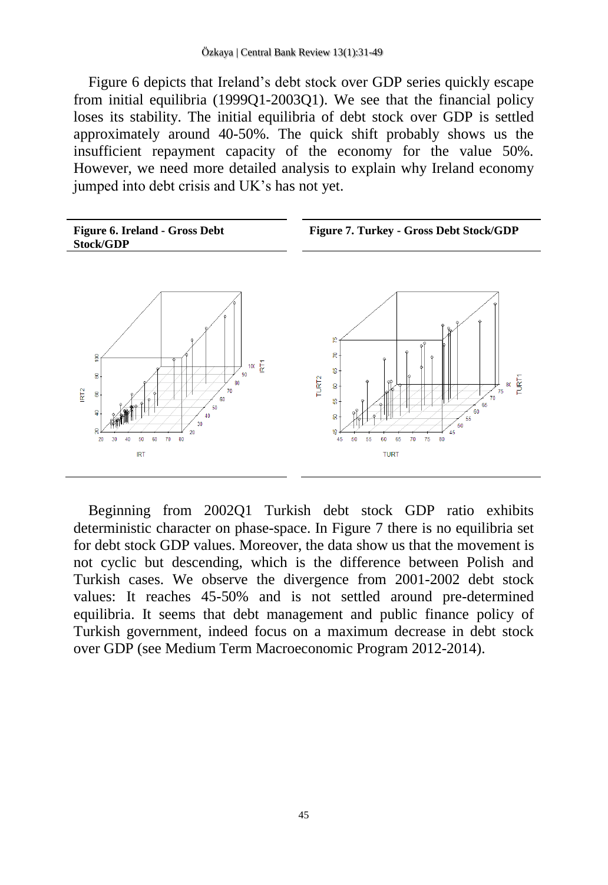Figure 6 depicts that Ireland's debt stock over GDP series quickly escape from initial equilibria (1999Q1-2003Q1). We see that the financial policy loses its stability. The initial equilibria of debt stock over GDP is settled approximately around 40-50%. The quick shift probably shows us the insufficient repayment capacity of the economy for the value 50%. However, we need more detailed analysis to explain why Ireland economy jumped into debt crisis and UK's has not yet.

**Figure 6. Ireland - Gross Debt Stock/GDP**

**Figure 7. Turkey - Gross Debt Stock/GDP**

Beginning from 2002Q1 Turkish debt stock GDP ratio exhibits deterministic character on phase-space. In Figure 7 there is no equilibria set for debt stock GDP values. Moreover, the data show us that the movement is not cyclic but descending, which is the difference between Polish and Turkish cases. We observe the divergence from 2001-2002 debt stock values: It reaches 45-50% and is not settled around pre-determined equilibria. It seems that debt management and public finance policy of Turkish government, indeed focus on a maximum decrease in debt stock over GDP (see Medium Term Macroeconomic Program 2012-2014).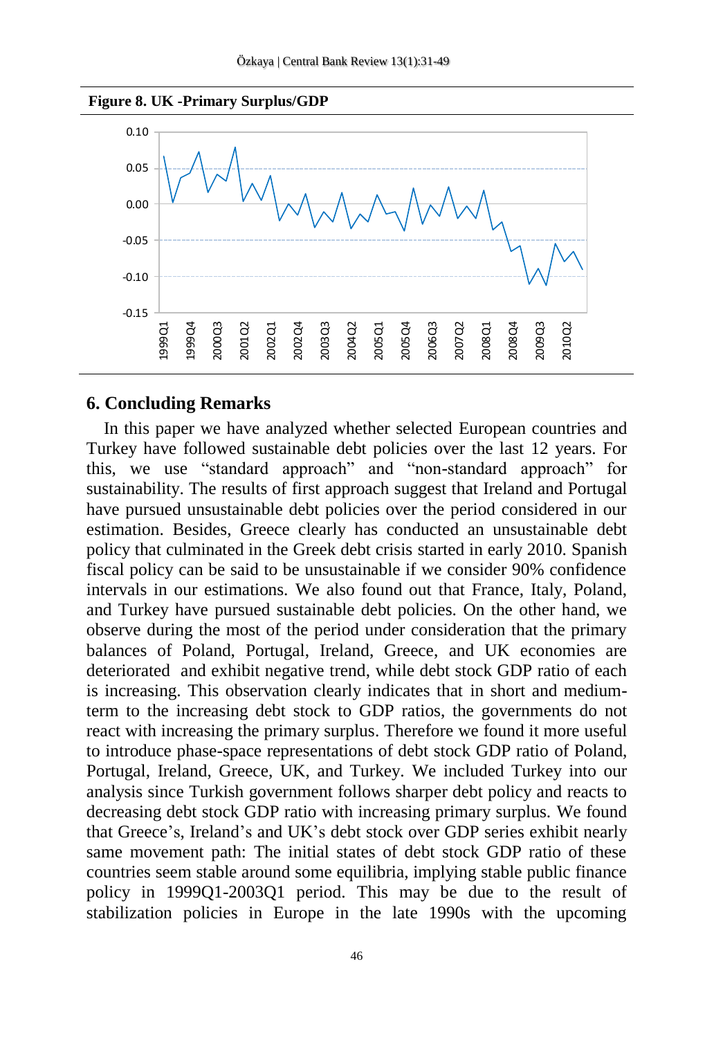**Figure 8. UK -Primary Surplus/GDP**

## 6. Concluding Remarks

In this paper we have analyzed whether selected European countries and Turkey have followed sustainable debt policies over the last 12 years. For this, we use "standard approach" and "non-standard approach" for sustainability. The results of first approach suggest that Ireland and Portugal have pursued unsustainable debt policies over the period considered in our estimation. Besides, Greece clearly has conducted an unsustainable debt policy that culminated in the Greek debt crisis started in early 2010. Spanish fiscal policy can be said to be unsustainable if we consider 90% confidence intervals in our estimations. We also found out that France, Italy, Poland, and Turkey have pursued sustainable debt policies. On the other hand, we observe during the most of the period under consideration that the primary balances of Poland, Portugal, Ireland, Greece, and UK economies are deteriorated and exhibit negative trend, while debt stock GDP ratio of each is increasing. This observation clearly indicates that in short and medium-term to the increasing debt stock to GDP ratios, the governments do not react with increasing the primary surplus. Therefore we found it more useful to introduce phase-space representations of debt stock GDP ratio of Poland, Portugal, Ireland, Greece, UK, and Turkey. We included Turkey into our analysis since Turkish government follows sharper debt policy and reacts to decreasing debt stock GDP ratio with increasing primary surplus. We found that Greece's, Ireland's and UK's debt stock over GDP series exhibit nearly same movement path: The initial states of debt stock GDP ratio of these countries seem stable around some equilibria, implying stable public finance policy in 1999Q1-2003Q1 period. This may be due to the result of stabilization policies in Europe in the late 1990s with the upcoming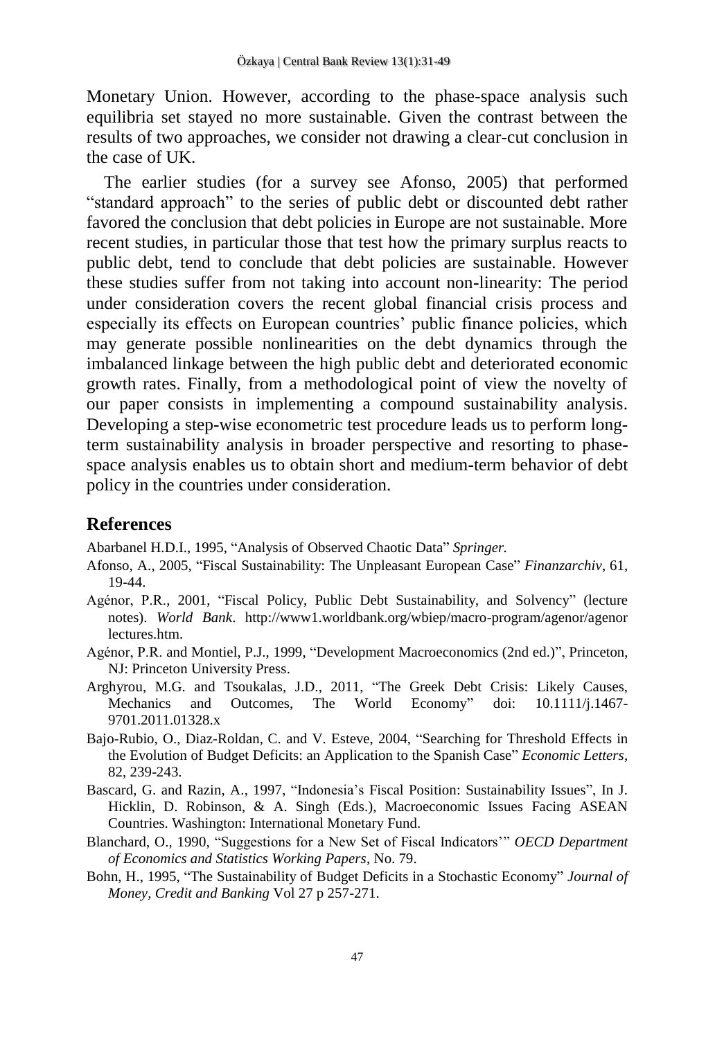Monetary Union. However, according to the phase-space analysis such equilibria set stayed no more sustainable. Given the contrast between the results of two approaches, we consider not drawing a clear-cut conclusion in the case of UK.

The earlier studies (for a survey see Afonso, 2005) that performed "standard approach" to the series of public debt or discounted debt rather favored the conclusion that debt policies in Europe are not sustainable. More recent studies, in particular those that test how the primary surplus reacts to public debt, tend to conclude that debt policies are sustainable. However these studies suffer from not taking into account non-linearity: The period under consideration covers the recent global financial crisis process and especially its effects on European countries' public finance policies, which may generate possible nonlinearities on the debt dynamics through the imbalanced linkage between the high public debt and deteriorated economic growth rates. Finally, from a methodological point of view the novelty of our paper consists in implementing a compound sustainability analysis. Developing a step-wise econometric test procedure leads us to perform long-term sustainability analysis in broader perspective and resorting to phase-space analysis enables us to obtain short and medium-term behavior of debt policy in the countries under consideration.

## References

Abarbanel H.D.I., 1995, "Analysis of Observed Chaotic Data" *Springer.*

Afonso, A., 2005, "Fiscal Sustainability: The Unpleasant European Case" *Finanzarchiv*, 61, 19-44.

Agénor, P.R., 2001, "Fiscal Policy, Public Debt Sustainability, and Solvency" (lecture notes). *World Bank*. http://www1.worldbank.org/wbiep/macro-program/agenor/agenor lectures.htm.

Agénor, P.R. and Montiel, P.J., 1999, "Development Macroeconomics (2nd ed.)", Princeton, NJ: Princeton University Press.

Arghyrou, M.G. and Tsoukalas, J.D., 2011, "The Greek Debt Crisis: Likely Causes, Mechanics and Outcomes, The World Economy" doi: 10.1111/j.1467-9701.2011.01328.x

Bajo-Rubio, O., Diaz-Roldan, C. and V. Esteve, 2004, "Searching for Threshold Effects in the Evolution of Budget Deficits: an Application to the Spanish Case" *Economic Letters*, 82, 239-243.

Bascard, G. and Razin, A., 1997, "Indonesia's Fiscal Position: Sustainability Issues", In J. Hicklin, D. Robinson, & A. Singh (Eds.), Macroeconomic Issues Facing ASEAN Countries. Washington: International Monetary Fund.

Blanchard, O., 1990, "Suggestions for a New Set of Fiscal Indicators'" *OECD Department of Economics and Statistics Working Papers*, No. 79.

Bohn, H., 1995, "The Sustainability of Budget Deficits in a Stochastic Economy" *Journal of Money, Credit and Banking* Vol 27 p 257-271.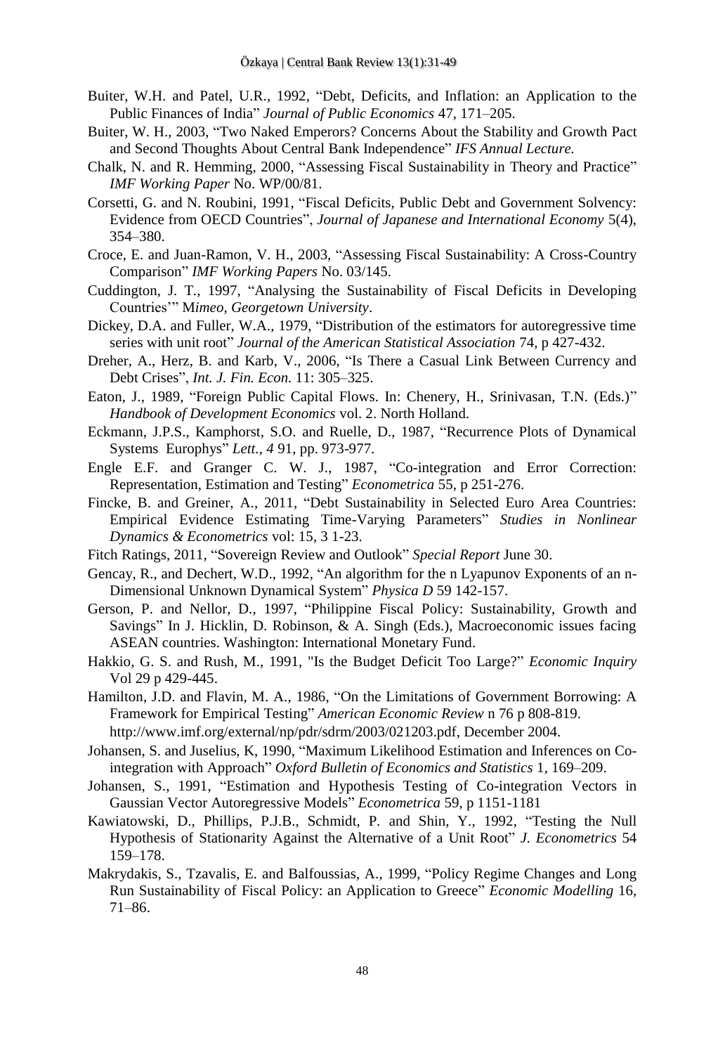Buiter, W.H. and Patel, U.R., 1992, "Debt, Deficits, and Inflation: an Application to the Public Finances of India" *Journal of Public Economics* 47, 171–205.

Buiter, W. H., 2003, "Two Naked Emperors? Concerns About the Stability and Growth Pact and Second Thoughts About Central Bank Independence" *IFS Annual Lecture.*

Chalk, N. and R. Hemming, 2000, "Assessing Fiscal Sustainability in Theory and Practice" *IMF Working Paper* No. WP/00/81.

Corsetti, G. and N. Roubini, 1991, "Fiscal Deficits, Public Debt and Government Solvency: Evidence from OECD Countries", *Journal of Japanese and International Economy* 5(4), 354–380.

Croce, E. and Juan-Ramon, V. H., 2003, "Assessing Fiscal Sustainability: A Cross-Country Comparison" *IMF Working Papers* No. 03/145.

Cuddington, J. T., 1997, "Analysing the Sustainability of Fiscal Deficits in Developing Countries'" M*imeo, Georgetown University*.

Dickey, D.A. and Fuller, W.A., 1979, "Distribution of the estimators for autoregressive time series with unit root" *Journal of the American Statistical Association* 74, p 427-432.

Dreher, A., Herz, B. and Karb, V., 2006, "Is There a Casual Link Between Currency and Debt Crises", *Int. J. Fin. Econ.* 11: 305–325.

Eaton, J., 1989, "Foreign Public Capital Flows. In: Chenery, H., Srinivasan, T.N. (Eds.)" *Handbook of Development Economics* vol. 2. North Holland.

Eckmann, J.P.S., Kamphorst, S.O. and Ruelle, D., 1987, "Recurrence Plots of Dynamical Systems Europhys" *Lett., 4* 91, pp. 973-977.

Engle E.F. and Granger C. W. J., 1987, "Co-integration and Error Correction: Representation, Estimation and Testing" *Econometrica* 55, p 251-276.

Fincke, B. and Greiner, A., 2011, "Debt Sustainability in Selected Euro Area Countries: Empirical Evidence Estimating Time-Varying Parameters" *Studies in Nonlinear Dynamics & Econometrics* vol: 15, 3 1-23.

Fitch Ratings, 2011, "Sovereign Review and Outlook" *Special Report* June 30.

Gencay, R., and Dechert, W.D., 1992, "An algorithm for the n Lyapunov Exponents of an n-Dimensional Unknown Dynamical System" *Physica D* 59 142-157.

Gerson, P. and Nellor, D., 1997, "Philippine Fiscal Policy: Sustainability, Growth and Savings" In J. Hicklin, D. Robinson, & A. Singh (Eds.), Macroeconomic issues facing ASEAN countries. Washington: International Monetary Fund.

Hakkio, G. S. and Rush, M., 1991, "Is the Budget Deficit Too Large?" *Economic Inquiry* Vol 29 p 429-445.

Hamilton, J.D. and Flavin, M. A., 1986, "On the Limitations of Government Borrowing: A Framework for Empirical Testing" *American Economic Review* n 76 p 808-819. http://www.imf.org/external/np/pdr/sdrm/2003/021203.pdf, December 2004.

Johansen, S. and Juselius, K, 1990, "Maximum Likelihood Estimation and Inferences on Co-integration with Approach" *Oxford Bulletin of Economics and Statistics* 1, 169–209.

Johansen, S., 1991, "Estimation and Hypothesis Testing of Co-integration Vectors in Gaussian Vector Autoregressive Models" *Econometrica* 59, p 1151-1181

Kawiatowski, D., Phillips, P.J.B., Schmidt, P. and Shin, Y., 1992, "Testing the Null Hypothesis of Stationarity Against the Alternative of a Unit Root" *J. Econometrics* 54 159–178.

Makrydakis, S., Tzavalis, E. and Balfoussias, A., 1999, "Policy Regime Changes and Long Run Sustainability of Fiscal Policy: an Application to Greece" *Economic Modelling* 16, 71–86.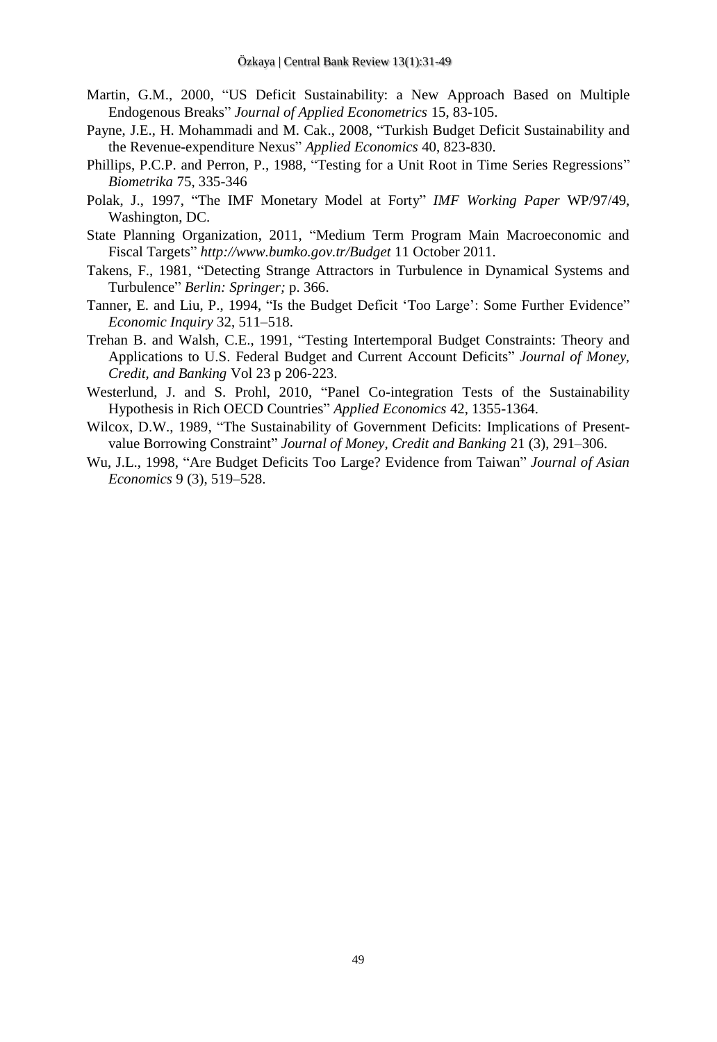Martin, G.M., 2000, “US Deficit Sustainability: a New Approach Based on Multiple Endogenous Breaks” *Journal of Applied Econometrics* 15, 83-105.

Payne, J.E., H. Mohammadi and M. Cak., 2008, “Turkish Budget Deficit Sustainability and the Revenue-expenditure Nexus” *Applied Economics* 40, 823-830.

Phillips, P.C.P. and Perron, P., 1988, “Testing for a Unit Root in Time Series Regressions” *Biometrika* 75, 335-346

Polak, J., 1997, “The IMF Monetary Model at Forty” *IMF Working Paper* WP/97/49, Washington, DC.

State Planning Organization, 2011, “Medium Term Program Main Macroeconomic and Fiscal Targets” *http://www.bumko.gov.tr/Budget* 11 October 2011.

Takens, F., 1981, “Detecting Strange Attractors in Turbulence in Dynamical Systems and Turbulence” *Berlin: Springer;* p. 366.

Tanner, E. and Liu, P., 1994, “Is the Budget Deficit ‘Too Large’: Some Further Evidence” *Economic Inquiry* 32, 511–518.

Trehan B. and Walsh, C.E., 1991, “Testing Intertemporal Budget Constraints: Theory and Applications to U.S. Federal Budget and Current Account Deficits” *Journal of Money, Credit, and Banking* Vol 23 p 206-223.

Westerlund, J. and S. Prohl, 2010, “Panel Co-integration Tests of the Sustainability Hypothesis in Rich OECD Countries” *Applied Economics* 42, 1355-1364.

Wilcox, D.W., 1989, “The Sustainability of Government Deficits: Implications of Present-value Borrowing Constraint” *Journal of Money, Credit and Banking* 21 (3), 291–306.

Wu, J.L., 1998, “Are Budget Deficits Too Large? Evidence from Taiwan” *Journal of Asian Economics* 9 (3), 519–528.